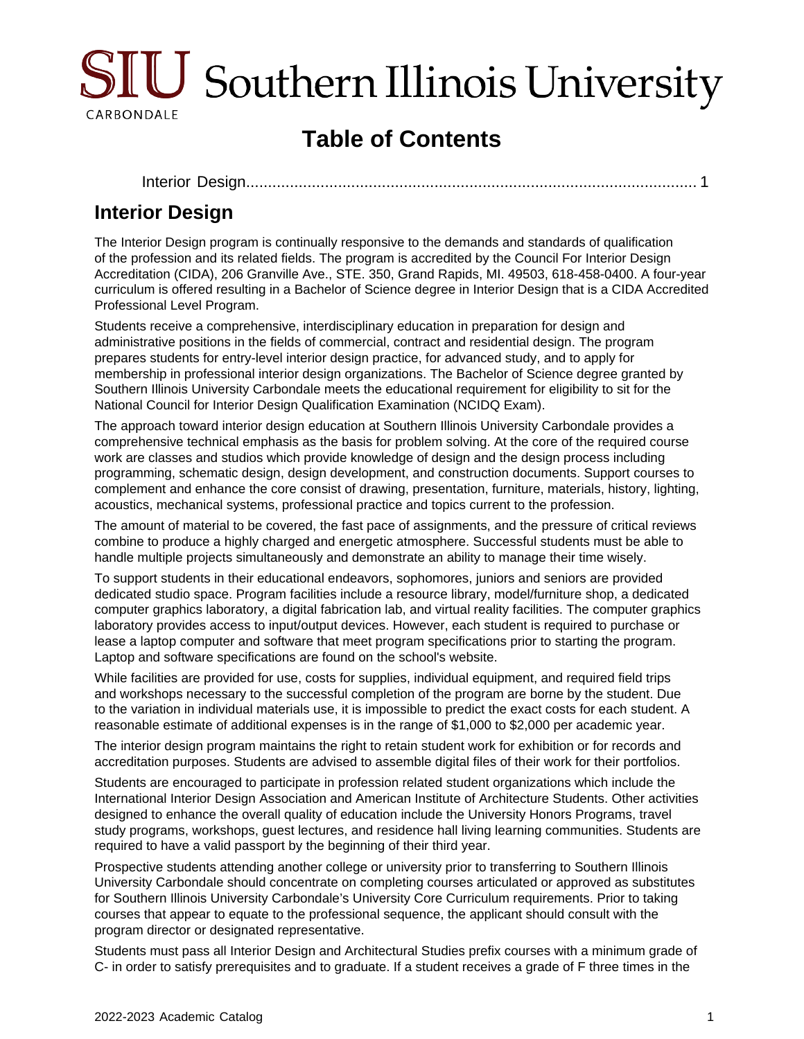# Table of Contents

Interior Design........................................................................................................ 1

## Interior Design

The Interior Design program is continually responsive to the demands and standards of qualification of the profession and its related fields. The program is accredited by the Council For Interior Design Accreditation (CIDA), 206 Granville Ave., STE. 350, Grand Rapids, MI. 49503, 618-458-0400. A four-year curriculum is offered resulting in a Bachelor of Science degree in Interior Design that is a CIDA Accredited Professional Level Program.

Students receive a comprehensive, interdisciplinary education in preparation for design and administrative positions in the fields of commercial, contract and residential design. The program prepares students for entry-level interior design practice, for advanced study, and to apply for membership in professional interior design organizations. The Bachelor of Science degree granted by Southern Illinois University Carbondale meets the educational requirement for eligibility to sit for the National Council for Interior Design Qualification Examination (NCIDQ Exam).

The approach toward interior design education at Southern Illinois University Carbondale provides a comprehensive technical emphasis as the basis for problem solving. At the core of the required course work are classes and studios which provide knowledge of design and the design process including programming, schematic design, design development, and construction documents. Support courses to complement and enhance the core consist of drawing, presentation, furniture, materials, history, lighting, acoustics, mechanical systems, professional practice and topics current to the profession.

The amount of material to be covered, the fast pace of assignments, and the pressure of critical reviews combine to produce a highly charged and energetic atmosphere. Successful students must be able to handle multiple projects simultaneously and demonstrate an ability to manage their time wisely.

To support students in their educational endeavors, sophomores, juniors and seniors are provided dedicated studio space. Program facilities include a resource library, model/furniture shop, a dedicated computer graphics laboratory, a digital fabrication lab, and virtual reality facilities. The computer graphics laboratory provides access to input/output devices. However, each student is required to purchase or lease a laptop computer and software that meet program specifications prior to starting the program. Laptop and software specifications are found on the school's website.

While facilities are provided for use, costs for supplies, individual equipment, and required field trips and workshops necessary to the successful completion of the program are borne by the student. Due to the variation in individual materials use, it is impossible to predict the exact costs for each student. A reasonable estimate of additional expenses is in the range of $1,000 to $2,000 per academic year.

The interior design program maintains the right to retain student work for exhibition or for records and accreditation purposes. Students are advised to assemble digital files of their work for their portfolios.

Students are encouraged to participate in profession related student organizations which include the International Interior Design Association and American Institute of Architecture Students. Other activities designed to enhance the overall quality of education include the University Honors Programs, travel study programs, workshops, guest lectures, and residence hall living learning communities. Students are required to have a valid passport by the beginning of their third year.

Prospective students attending another college or university prior to transferring to Southern Illinois University Carbondale should concentrate on completing courses articulated or approved as substitutes for Southern Illinois University Carbondale's University Core Curriculum requirements. Prior to taking courses that appear to equate to the professional sequence, the applicant should consult with the program director or designated representative.

Students must pass all Interior Design and Architectural Studies prefix courses with a minimum grade of C- in order to satisfy prerequisites and to graduate. If a student receives a grade of F three times in the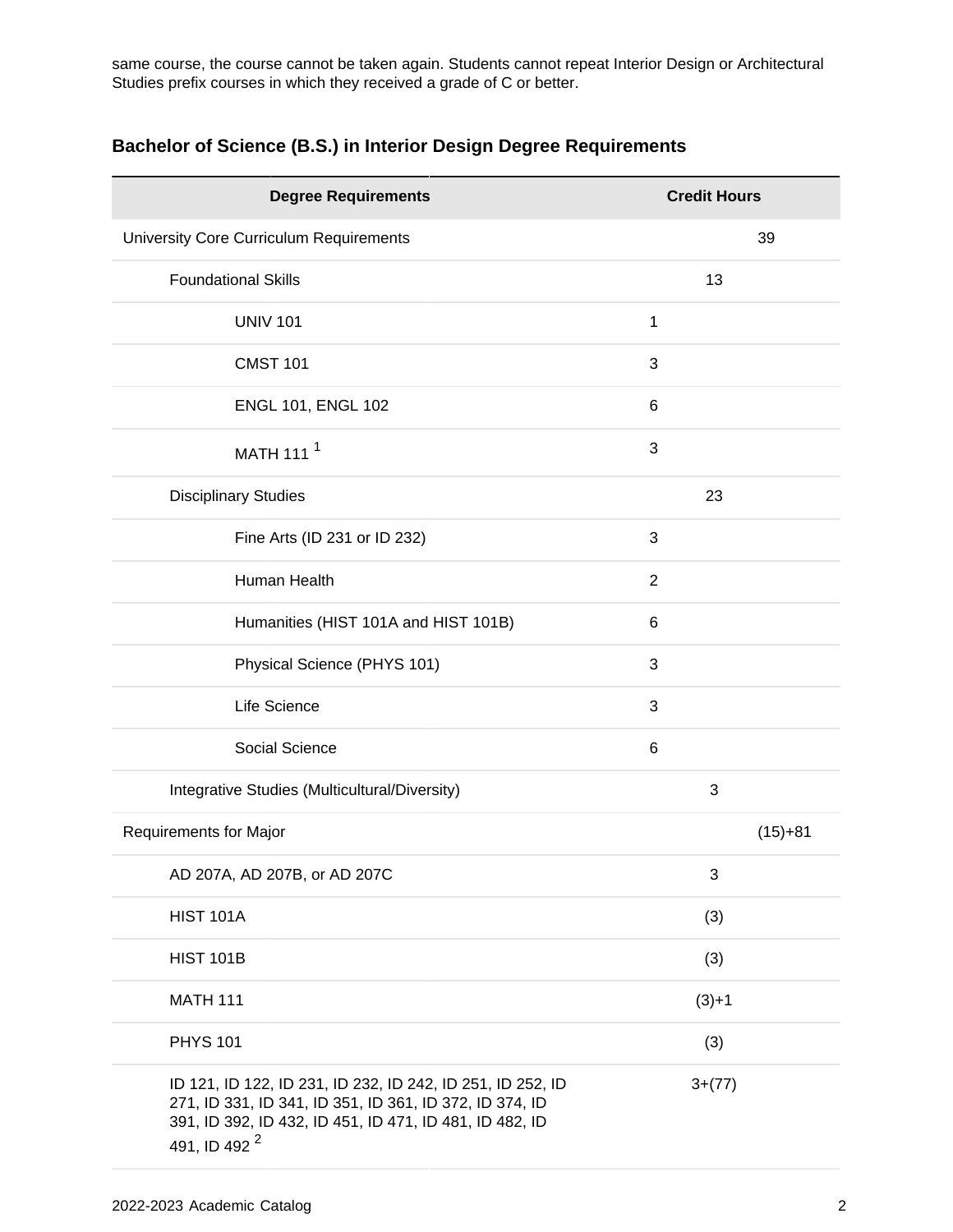same course, the course cannot be taken again. Students cannot repeat Interior Design or Architectural Studies prefix courses in which they received a grade of C or better.

## Bachelor of Science (B.S.) in Interior Design Degree Requirements

| Degree Requirements | Credit Hours | | |
|---|---|---|---|
| University Core Curriculum Requirements | | | 39 |
| Foundational Skills | | 13 | |
| UNIV 101 | 1 | | |
| CMST 101 | 3 | | |
| ENGL 101, ENGL 102 | 6 | | |
| MATH 111 [1] | 3 | | |
| Disciplinary Studies | | 23 | |
| Fine Arts (ID 231 or ID 232) | 3 | | |
| Human Health | 2 | | |
| Humanities (HIST 101A and HIST 101B) | 6 | | |
| Physical Science (PHYS 101) | 3 | | |
| Life Science | 3 | | |
| Social Science | 6 | | |
| Integrative Studies (Multicultural/Diversity) | | 3 | |
| Requirements for Major | | | (15)+81 |
| AD 207A, AD 207B, or AD 207C | | 3 | |
| HIST 101A | | (3) | |
| HIST 101B | | (3) | |
| MATH 111 | | (3)+1 | |
| PHYS 101 | | (3) | |
| ID 121, ID 122, ID 231, ID 232, ID 242, ID 251, ID 252, ID 271, ID 331, ID 341, ID 351, ID 361, ID 372, ID 374, ID 391, ID 392, ID 432, ID 451, ID 471, ID 481, ID 482, ID 491, ID 492 [2] | | 3+(77) | |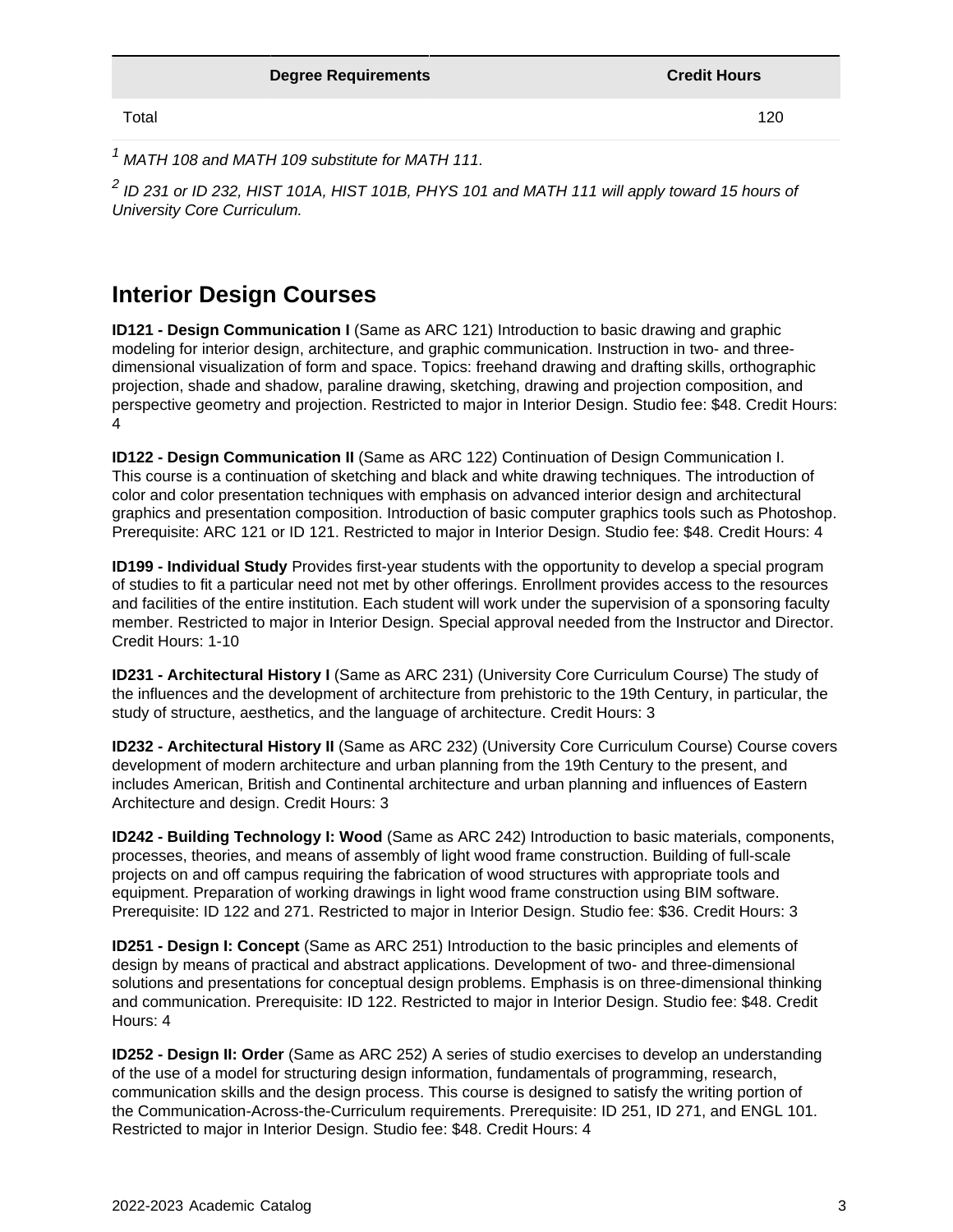| Degree Requirements | Credit Hours |
| --- | --- |
| Total | 120 |

*[1] MATH 108 and MATH 109 substitute for MATH 111.*

*[2] ID 231 or ID 232, HIST 101A, HIST 101B, PHYS 101 and MATH 111 will apply toward 15 hours of University Core Curriculum.*

## Interior Design Courses

**ID121 - Design Communication I** (Same as ARC 121) Introduction to basic drawing and graphic modeling for interior design, architecture, and graphic communication. Instruction in two- and three-dimensional visualization of form and space. Topics: freehand drawing and drafting skills, orthographic projection, shade and shadow, paraline drawing, sketching, drawing and projection composition, and perspective geometry and projection. Restricted to major in Interior Design. Studio fee: $48. Credit Hours: 4

**ID122 - Design Communication II** (Same as ARC 122) Continuation of Design Communication I. This course is a continuation of sketching and black and white drawing techniques. The introduction of color and color presentation techniques with emphasis on advanced interior design and architectural graphics and presentation composition. Introduction of basic computer graphics tools such as Photoshop. Prerequisite: ARC 121 or ID 121. Restricted to major in Interior Design. Studio fee: $48. Credit Hours: 4

**ID199 - Individual Study** Provides first-year students with the opportunity to develop a special program of studies to fit a particular need not met by other offerings. Enrollment provides access to the resources and facilities of the entire institution. Each student will work under the supervision of a sponsoring faculty member. Restricted to major in Interior Design. Special approval needed from the Instructor and Director. Credit Hours: 1-10

**ID231 - Architectural History I** (Same as ARC 231) (University Core Curriculum Course) The study of the influences and the development of architecture from prehistoric to the 19th Century, in particular, the study of structure, aesthetics, and the language of architecture. Credit Hours: 3

**ID232 - Architectural History II** (Same as ARC 232) (University Core Curriculum Course) Course covers development of modern architecture and urban planning from the 19th Century to the present, and includes American, British and Continental architecture and urban planning and influences of Eastern Architecture and design. Credit Hours: 3

**ID242 - Building Technology I: Wood** (Same as ARC 242) Introduction to basic materials, components, processes, theories, and means of assembly of light wood frame construction. Building of full-scale projects on and off campus requiring the fabrication of wood structures with appropriate tools and equipment. Preparation of working drawings in light wood frame construction using BIM software. Prerequisite: ID 122 and 271. Restricted to major in Interior Design. Studio fee: $36. Credit Hours: 3

**ID251 - Design I: Concept** (Same as ARC 251) Introduction to the basic principles and elements of design by means of practical and abstract applications. Development of two- and three-dimensional solutions and presentations for conceptual design problems. Emphasis is on three-dimensional thinking and communication. Prerequisite: ID 122. Restricted to major in Interior Design. Studio fee: $48. Credit Hours: 4

**ID252 - Design II: Order** (Same as ARC 252) A series of studio exercises to develop an understanding of the use of a model for structuring design information, fundamentals of programming, research, communication skills and the design process. This course is designed to satisfy the writing portion of the Communication-Across-the-Curriculum requirements. Prerequisite: ID 251, ID 271, and ENGL 101. Restricted to major in Interior Design. Studio fee: $48. Credit Hours: 4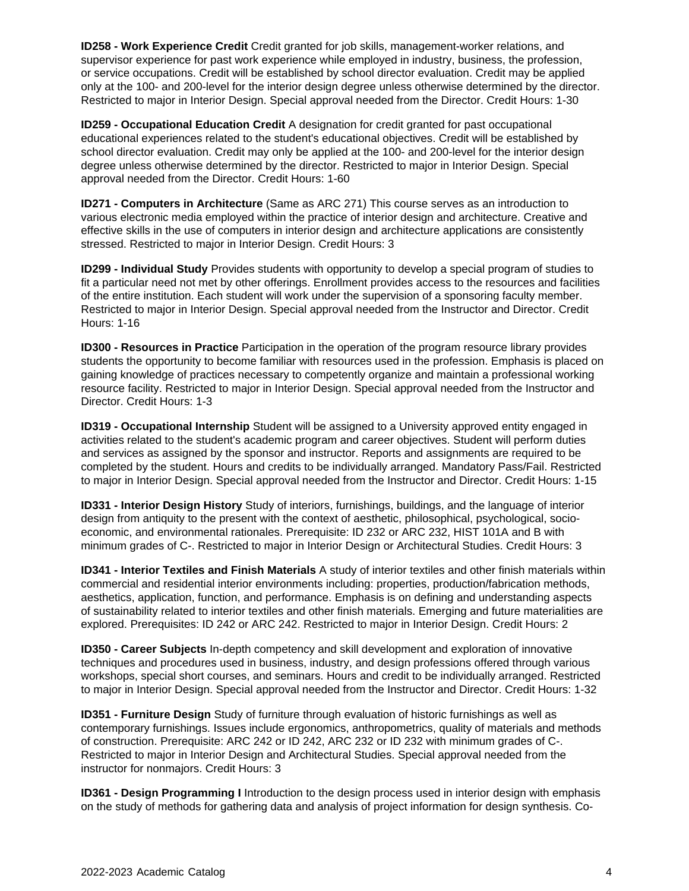**ID258 - Work Experience Credit** Credit granted for job skills, management-worker relations, and supervisor experience for past work experience while employed in industry, business, the profession, or service occupations. Credit will be established by school director evaluation. Credit may be applied only at the 100- and 200-level for the interior design degree unless otherwise determined by the director. Restricted to major in Interior Design. Special approval needed from the Director. Credit Hours: 1-30

**ID259 - Occupational Education Credit** A designation for credit granted for past occupational educational experiences related to the student's educational objectives. Credit will be established by school director evaluation. Credit may only be applied at the 100- and 200-level for the interior design degree unless otherwise determined by the director. Restricted to major in Interior Design. Special approval needed from the Director. Credit Hours: 1-60

**ID271 - Computers in Architecture** (Same as ARC 271) This course serves as an introduction to various electronic media employed within the practice of interior design and architecture. Creative and effective skills in the use of computers in interior design and architecture applications are consistently stressed. Restricted to major in Interior Design. Credit Hours: 3

**ID299 - Individual Study** Provides students with opportunity to develop a special program of studies to fit a particular need not met by other offerings. Enrollment provides access to the resources and facilities of the entire institution. Each student will work under the supervision of a sponsoring faculty member. Restricted to major in Interior Design. Special approval needed from the Instructor and Director. Credit Hours: 1-16

**ID300 - Resources in Practice** Participation in the operation of the program resource library provides students the opportunity to become familiar with resources used in the profession. Emphasis is placed on gaining knowledge of practices necessary to competently organize and maintain a professional working resource facility. Restricted to major in Interior Design. Special approval needed from the Instructor and Director. Credit Hours: 1-3

**ID319 - Occupational Internship** Student will be assigned to a University approved entity engaged in activities related to the student's academic program and career objectives. Student will perform duties and services as assigned by the sponsor and instructor. Reports and assignments are required to be completed by the student. Hours and credits to be individually arranged. Mandatory Pass/Fail. Restricted to major in Interior Design. Special approval needed from the Instructor and Director. Credit Hours: 1-15

**ID331 - Interior Design History** Study of interiors, furnishings, buildings, and the language of interior design from antiquity to the present with the context of aesthetic, philosophical, psychological, socio-economic, and environmental rationales. Prerequisite: ID 232 or ARC 232, HIST 101A and B with minimum grades of C-. Restricted to major in Interior Design or Architectural Studies. Credit Hours: 3

**ID341 - Interior Textiles and Finish Materials** A study of interior textiles and other finish materials within commercial and residential interior environments including: properties, production/fabrication methods, aesthetics, application, function, and performance. Emphasis is on defining and understanding aspects of sustainability related to interior textiles and other finish materials. Emerging and future materialities are explored. Prerequisites: ID 242 or ARC 242. Restricted to major in Interior Design. Credit Hours: 2

**ID350 - Career Subjects** In-depth competency and skill development and exploration of innovative techniques and procedures used in business, industry, and design professions offered through various workshops, special short courses, and seminars. Hours and credit to be individually arranged. Restricted to major in Interior Design. Special approval needed from the Instructor and Director. Credit Hours: 1-32

**ID351 - Furniture Design** Study of furniture through evaluation of historic furnishings as well as contemporary furnishings. Issues include ergonomics, anthropometrics, quality of materials and methods of construction. Prerequisite: ARC 242 or ID 242, ARC 232 or ID 232 with minimum grades of C-. Restricted to major in Interior Design and Architectural Studies. Special approval needed from the instructor for nonmajors. Credit Hours: 3

**ID361 - Design Programming I** Introduction to the design process used in interior design with emphasis on the study of methods for gathering data and analysis of project information for design synthesis. Co-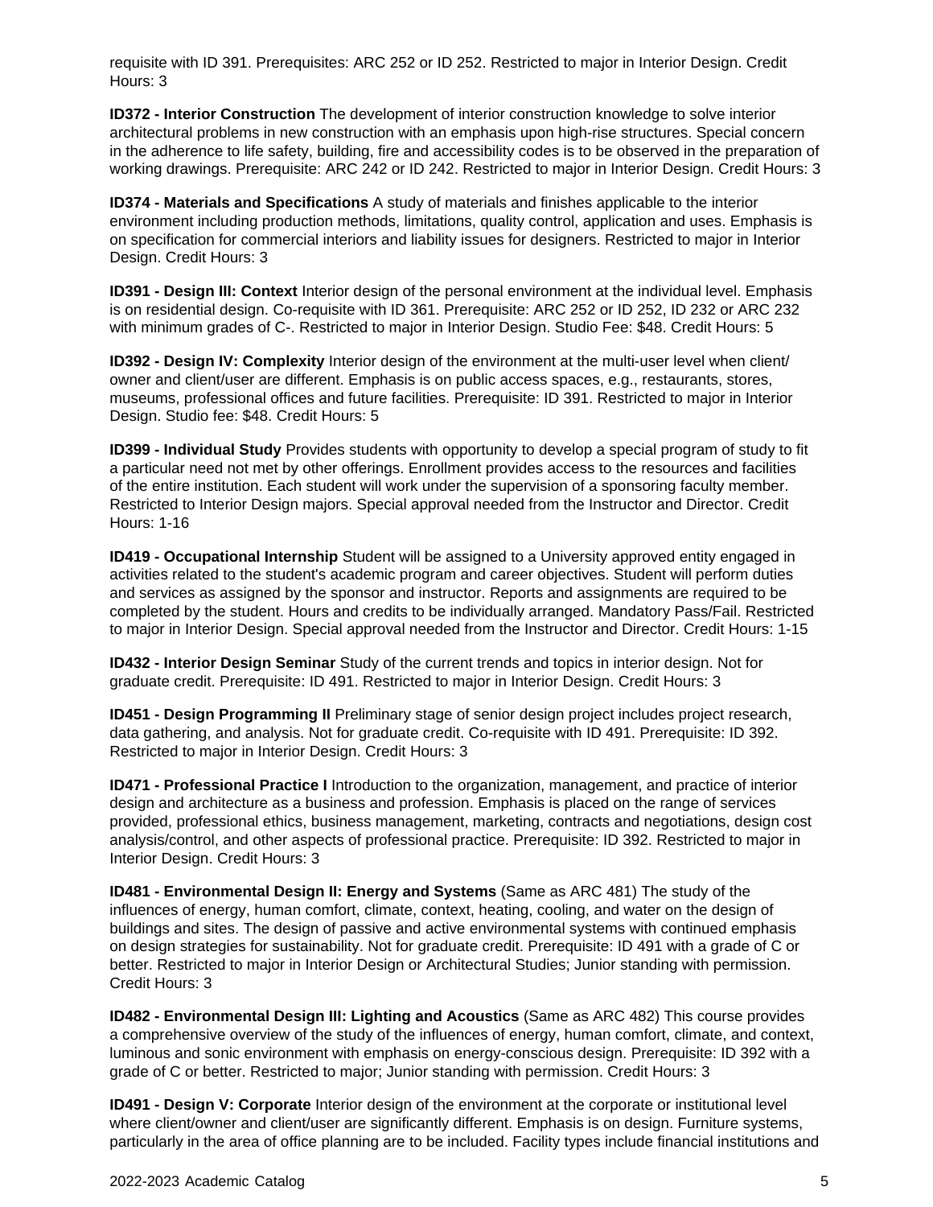requisite with ID 391. Prerequisites: ARC 252 or ID 252. Restricted to major in Interior Design. Credit Hours: 3

**ID372 - Interior Construction** The development of interior construction knowledge to solve interior architectural problems in new construction with an emphasis upon high-rise structures. Special concern in the adherence to life safety, building, fire and accessibility codes is to be observed in the preparation of working drawings. Prerequisite: ARC 242 or ID 242. Restricted to major in Interior Design. Credit Hours: 3

**ID374 - Materials and Specifications** A study of materials and finishes applicable to the interior environment including production methods, limitations, quality control, application and uses. Emphasis is on specification for commercial interiors and liability issues for designers. Restricted to major in Interior Design. Credit Hours: 3

**ID391 - Design III: Context** Interior design of the personal environment at the individual level. Emphasis is on residential design. Co-requisite with ID 361. Prerequisite: ARC 252 or ID 252, ID 232 or ARC 232 with minimum grades of C-. Restricted to major in Interior Design. Studio Fee: $48. Credit Hours: 5

**ID392 - Design IV: Complexity** Interior design of the environment at the multi-user level when client/owner and client/user are different. Emphasis is on public access spaces, e.g., restaurants, stores, museums, professional offices and future facilities. Prerequisite: ID 391. Restricted to major in Interior Design. Studio fee: $48. Credit Hours: 5

**ID399 - Individual Study** Provides students with opportunity to develop a special program of study to fit a particular need not met by other offerings. Enrollment provides access to the resources and facilities of the entire institution. Each student will work under the supervision of a sponsoring faculty member. Restricted to Interior Design majors. Special approval needed from the Instructor and Director. Credit Hours: 1-16

**ID419 - Occupational Internship** Student will be assigned to a University approved entity engaged in activities related to the student's academic program and career objectives. Student will perform duties and services as assigned by the sponsor and instructor. Reports and assignments are required to be completed by the student. Hours and credits to be individually arranged. Mandatory Pass/Fail. Restricted to major in Interior Design. Special approval needed from the Instructor and Director. Credit Hours: 1-15

**ID432 - Interior Design Seminar** Study of the current trends and topics in interior design. Not for graduate credit. Prerequisite: ID 491. Restricted to major in Interior Design. Credit Hours: 3

**ID451 - Design Programming II** Preliminary stage of senior design project includes project research, data gathering, and analysis. Not for graduate credit. Co-requisite with ID 491. Prerequisite: ID 392. Restricted to major in Interior Design. Credit Hours: 3

**ID471 - Professional Practice I** Introduction to the organization, management, and practice of interior design and architecture as a business and profession. Emphasis is placed on the range of services provided, professional ethics, business management, marketing, contracts and negotiations, design cost analysis/control, and other aspects of professional practice. Prerequisite: ID 392. Restricted to major in Interior Design. Credit Hours: 3

**ID481 - Environmental Design II: Energy and Systems** (Same as ARC 481) The study of the influences of energy, human comfort, climate, context, heating, cooling, and water on the design of buildings and sites. The design of passive and active environmental systems with continued emphasis on design strategies for sustainability. Not for graduate credit. Prerequisite: ID 491 with a grade of C or better. Restricted to major in Interior Design or Architectural Studies; Junior standing with permission. Credit Hours: 3

**ID482 - Environmental Design III: Lighting and Acoustics** (Same as ARC 482) This course provides a comprehensive overview of the study of the influences of energy, human comfort, climate, and context, luminous and sonic environment with emphasis on energy-conscious design. Prerequisite: ID 392 with a grade of C or better. Restricted to major; Junior standing with permission. Credit Hours: 3

**ID491 - Design V: Corporate** Interior design of the environment at the corporate or institutional level where client/owner and client/user are significantly different. Emphasis is on design. Furniture systems, particularly in the area of office planning are to be included. Facility types include financial institutions and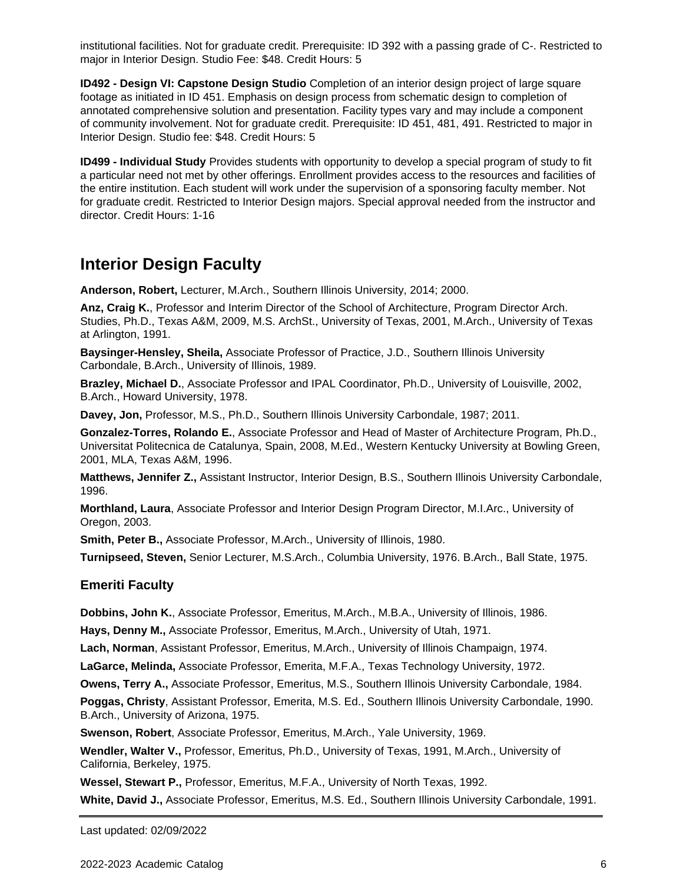institutional facilities. Not for graduate credit. Prerequisite: ID 392 with a passing grade of C-. Restricted to major in Interior Design. Studio Fee: $48. Credit Hours: 5

**ID492 - Design VI: Capstone Design Studio** Completion of an interior design project of large square footage as initiated in ID 451. Emphasis on design process from schematic design to completion of annotated comprehensive solution and presentation. Facility types vary and may include a component of community involvement. Not for graduate credit. Prerequisite: ID 451, 481, 491. Restricted to major in Interior Design. Studio fee: $48. Credit Hours: 5

**ID499 - Individual Study** Provides students with opportunity to develop a special program of study to fit a particular need not met by other offerings. Enrollment provides access to the resources and facilities of the entire institution. Each student will work under the supervision of a sponsoring faculty member. Not for graduate credit. Restricted to Interior Design majors. Special approval needed from the instructor and director. Credit Hours: 1-16

## Interior Design Faculty

**Anderson, Robert,** Lecturer, M.Arch., Southern Illinois University, 2014; 2000.

**Anz, Craig K.**, Professor and Interim Director of the School of Architecture, Program Director Arch. Studies, Ph.D., Texas A&M, 2009, M.S. ArchSt., University of Texas, 2001, M.Arch., University of Texas at Arlington, 1991.

**Baysinger-Hensley, Sheila,** Associate Professor of Practice, J.D., Southern Illinois University Carbondale, B.Arch., University of Illinois, 1989.

**Brazley, Michael D.**, Associate Professor and IPAL Coordinator, Ph.D., University of Louisville, 2002, B.Arch., Howard University, 1978.

**Davey, Jon,** Professor, M.S., Ph.D., Southern Illinois University Carbondale, 1987; 2011.

**Gonzalez-Torres, Rolando E.**, Associate Professor and Head of Master of Architecture Program, Ph.D., Universitat Politecnica de Catalunya, Spain, 2008, M.Ed., Western Kentucky University at Bowling Green, 2001, MLA, Texas A&M, 1996.

**Matthews, Jennifer Z.,** Assistant Instructor, Interior Design, B.S., Southern Illinois University Carbondale, 1996.

**Morthland, Laura**, Associate Professor and Interior Design Program Director, M.I.Arc., University of Oregon, 2003.

**Smith, Peter B.,** Associate Professor, M.Arch., University of Illinois, 1980.

**Turnipseed, Steven,** Senior Lecturer, M.S.Arch., Columbia University, 1976. B.Arch., Ball State, 1975.

### Emeriti Faculty

**Dobbins, John K.**, Associate Professor, Emeritus, M.Arch., M.B.A., University of Illinois, 1986.

**Hays, Denny M.,** Associate Professor, Emeritus, M.Arch., University of Utah, 1971.

**Lach, Norman**, Assistant Professor, Emeritus, M.Arch., University of Illinois Champaign, 1974.

**LaGarce, Melinda,** Associate Professor, Emerita, M.F.A., Texas Technology University, 1972.

**Owens, Terry A.,** Associate Professor, Emeritus, M.S., Southern Illinois University Carbondale, 1984.

**Poggas, Christy**, Assistant Professor, Emerita, M.S. Ed., Southern Illinois University Carbondale, 1990. B.Arch., University of Arizona, 1975.

**Swenson, Robert**, Associate Professor, Emeritus, M.Arch., Yale University, 1969.

**Wendler, Walter V.,** Professor, Emeritus, Ph.D., University of Texas, 1991, M.Arch., University of California, Berkeley, 1975.

**Wessel, Stewart P.,** Professor, Emeritus, M.F.A., University of North Texas, 1992.

**White, David J.,** Associate Professor, Emeritus, M.S. Ed., Southern Illinois University Carbondale, 1991.

Last updated: 02/09/2022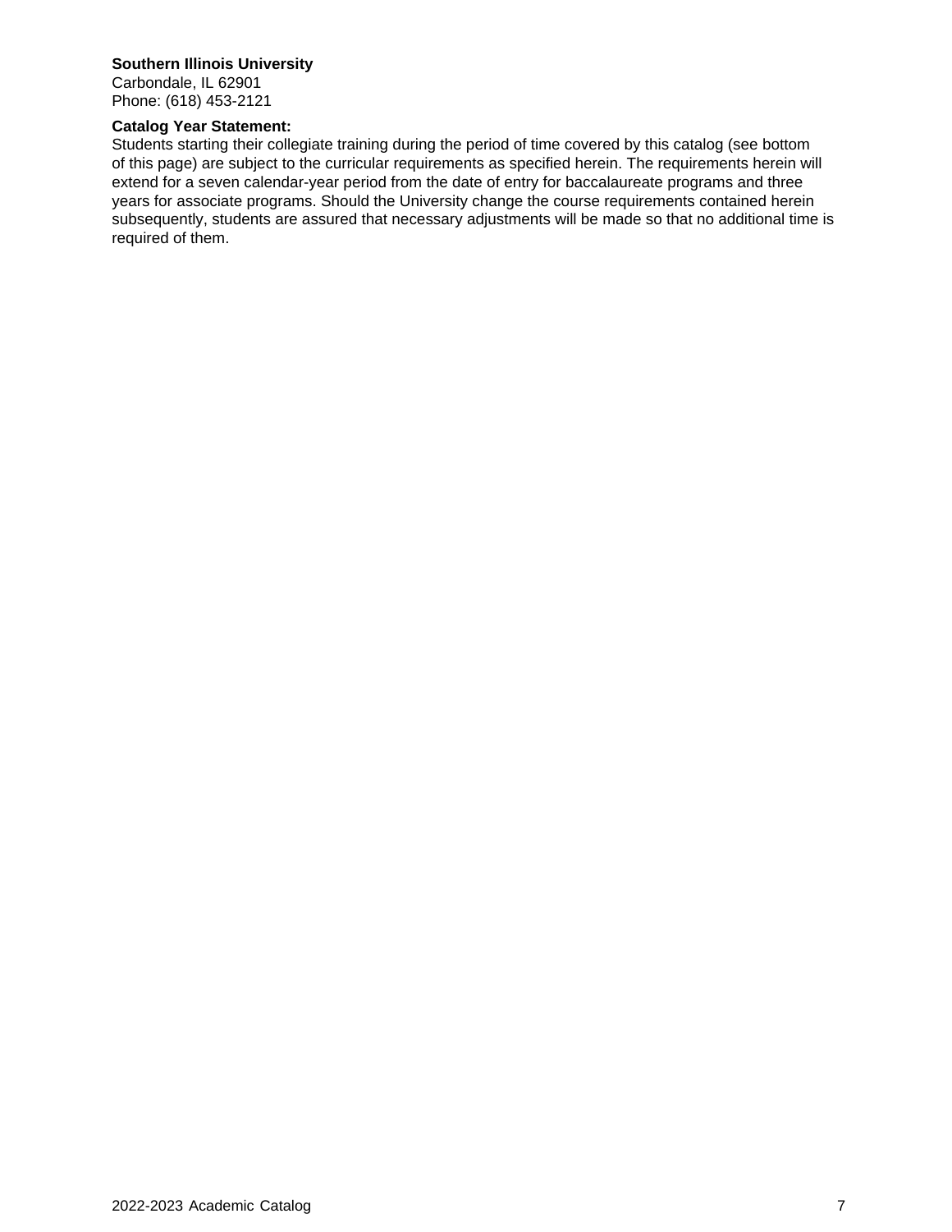**Southern Illinois University**
Carbondale, IL 62901
Phone: (618) 453-2121

**Catalog Year Statement:**
Students starting their collegiate training during the period of time covered by this catalog (see bottom of this page) are subject to the curricular requirements as specified herein. The requirements herein will extend for a seven calendar-year period from the date of entry for baccalaureate programs and three years for associate programs. Should the University change the course requirements contained herein subsequently, students are assured that necessary adjustments will be made so that no additional time is required of them.

2022-2023 Academic Catalog